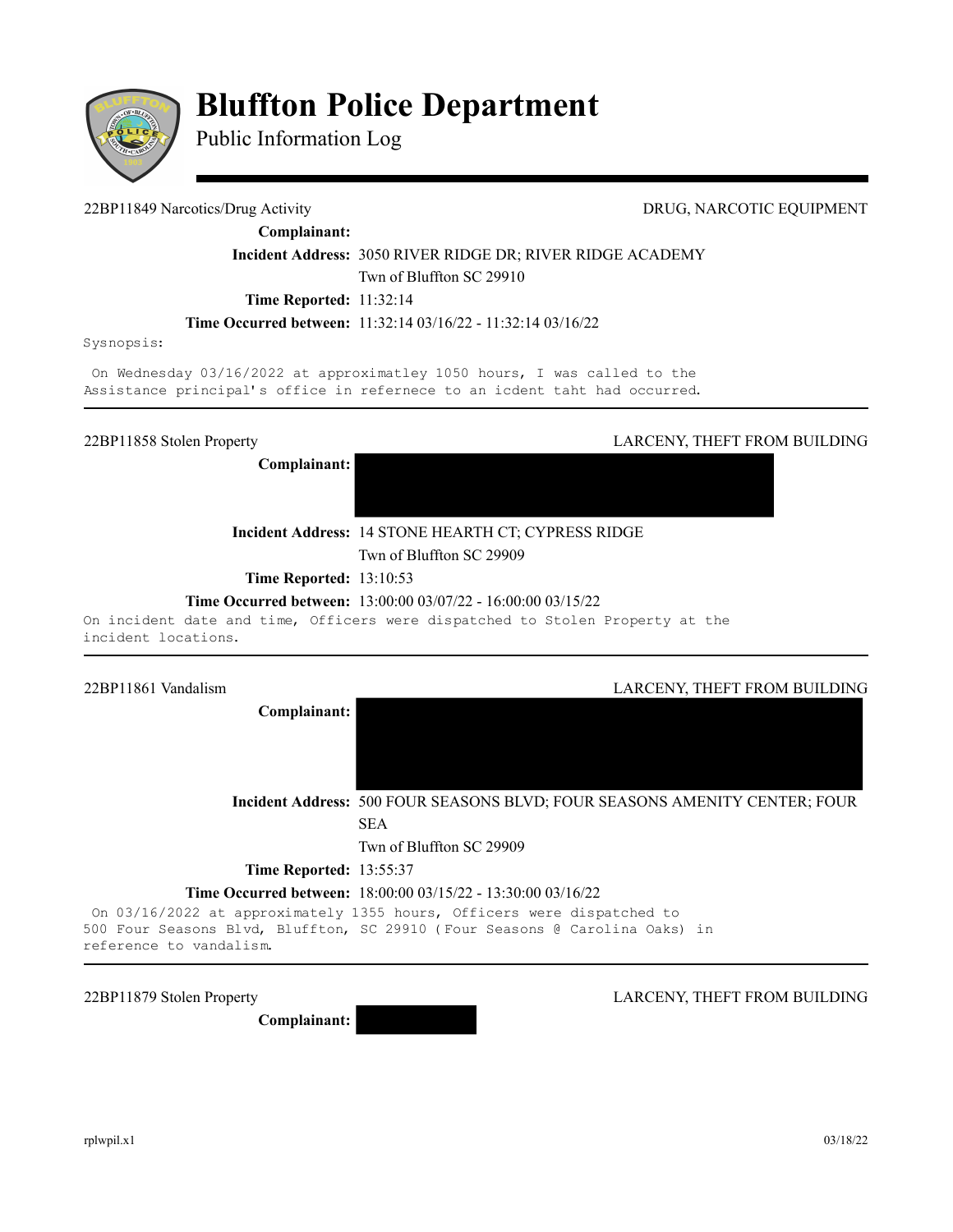# Bluffton Police Department

## Public Information Log

---

**22BP11849 Narcotics/Drug Activity** — DRUG, NARCOTIC EQUIPMENT

**Complainant:**

**Incident Address:** 3050 RIVER RIDGE DR; RIVER RIDGE ACADEMY
Twn of Bluffton SC 29910

**Time Reported:** 11:32:14

**Time Occurred between:** 11:32:14 03/16/22 - 11:32:14 03/16/22

Sysnopsis:

On Wednesday 03/16/2022 at approximatley 1050 hours, I was called to the Assistance principal's office in refernece to an icdent taht had occurred.

---

**22BP11858 Stolen Property** — LARCENY, THEFT FROM BUILDING

**Complainant:** [REDACTED]

**Incident Address:** 14 STONE HEARTH CT; CYPRESS RIDGE
Twn of Bluffton SC 29909

**Time Reported:** 13:10:53

**Time Occurred between:** 13:00:00 03/07/22 - 16:00:00 03/15/22

On incident date and time, Officers were dispatched to Stolen Property at the incident locations.

---

**22BP11861 Vandalism** — LARCENY, THEFT FROM BUILDING

**Complainant:** [REDACTED]

**Incident Address:** 500 FOUR SEASONS BLVD; FOUR SEASONS AMENITY CENTER; FOUR SEA
Twn of Bluffton SC 29909

**Time Reported:** 13:55:37

**Time Occurred between:** 18:00:00 03/15/22 - 13:30:00 03/16/22

On 03/16/2022 at approximately 1355 hours, Officers were dispatched to 500 Four Seasons Blvd, Bluffton, SC 29910 (Four Seasons @ Carolina Oaks) in reference to vandalism.

---

**22BP11879 Stolen Property** — LARCENY, THEFT FROM BUILDING

**Complainant:** [REDACTED]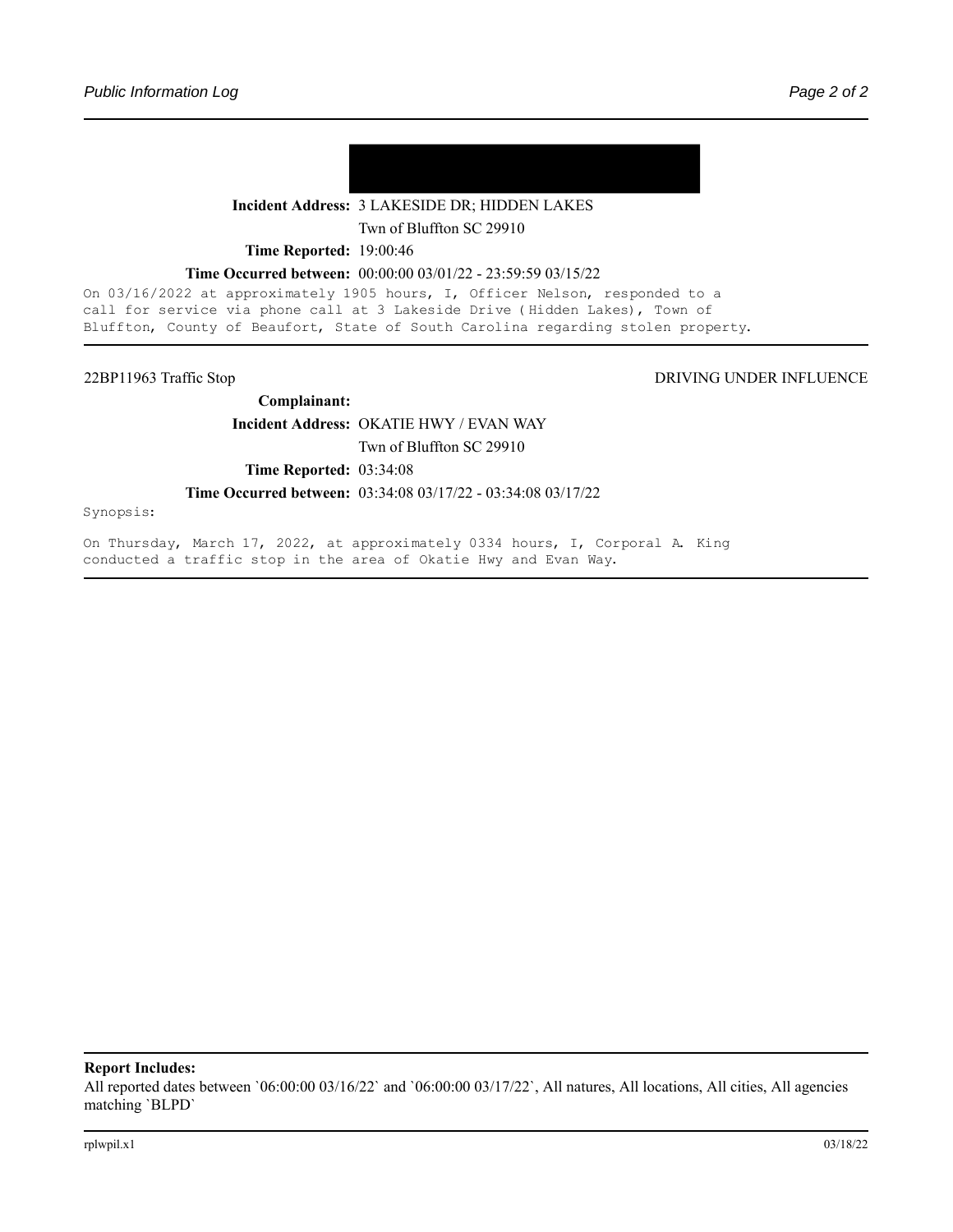**Incident Address:** 3 LAKESIDE DR; HIDDEN LAKES
Twn of Bluffton SC 29910

**Time Reported:** 19:00:46

**Time Occurred between:** 00:00:00 03/01/22 - 23:59:59 03/15/22

On 03/16/2022 at approximately 1905 hours, I, Officer Nelson, responded to a call for service via phone call at 3 Lakeside Drive (Hidden Lakes), Town of Bluffton, County of Beaufort, State of South Carolina regarding stolen property.

---

22BP11963 Traffic Stop — DRIVING UNDER INFLUENCE

**Complainant:**

**Incident Address:** OKATIE HWY / EVAN WAY
Twn of Bluffton SC 29910

**Time Reported:** 03:34:08

**Time Occurred between:** 03:34:08 03/17/22 - 03:34:08 03/17/22

Synopsis:

On Thursday, March 17, 2022, at approximately 0334 hours, I, Corporal A. King conducted a traffic stop in the area of Okatie Hwy and Evan Way.

---

**Report Includes:**

All reported dates between `06:00:00 03/16/22` and `06:00:00 03/17/22`, All natures, All locations, All cities, All agencies matching `BLPD`

rplwpil.x1 — 03/18/22